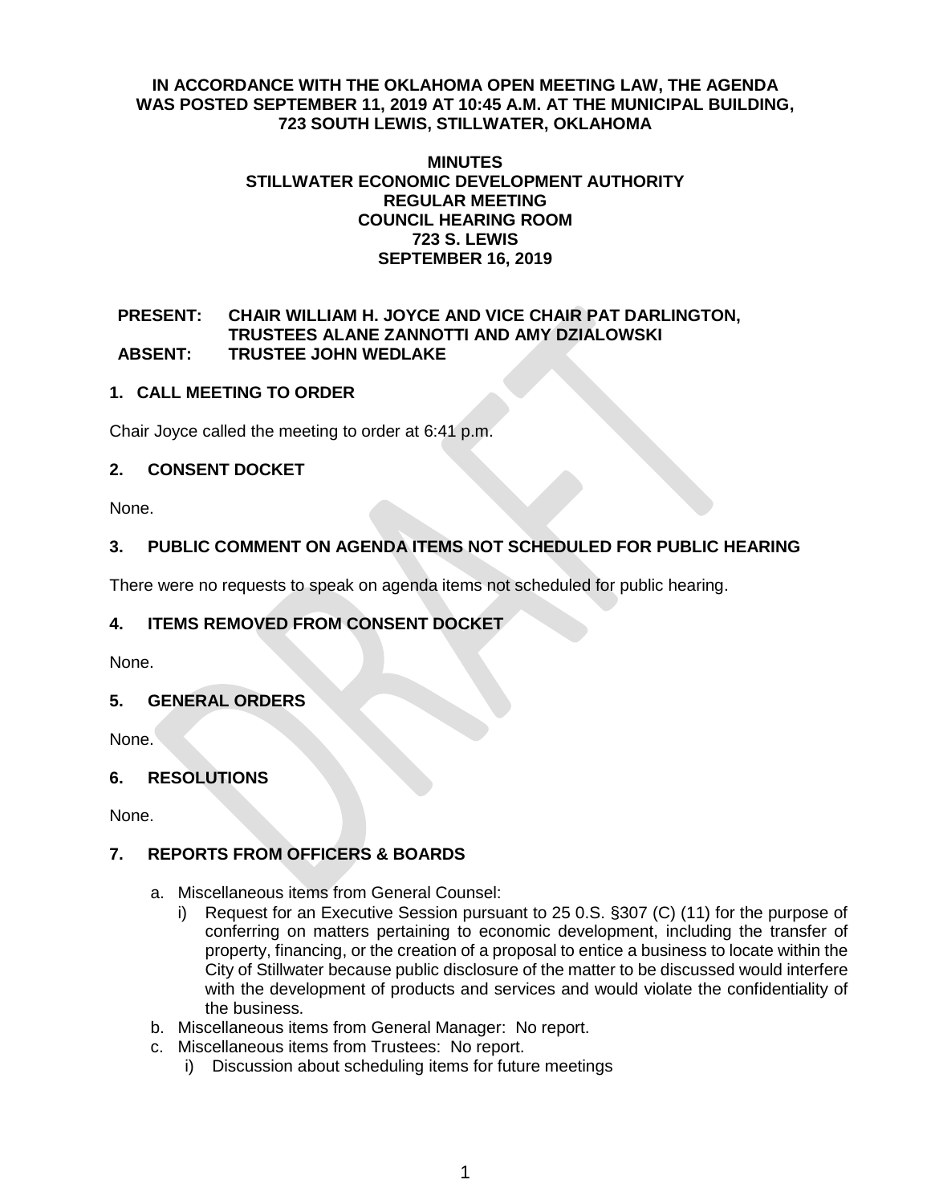**IN ACCORDANCE WITH THE OKLAHOMA OPEN MEETING LAW, THE AGENDA WAS POSTED SEPTEMBER 11, 2019 AT 10:45 A.M. AT THE MUNICIPAL BUILDING, 723 SOUTH LEWIS, STILLWATER, OKLAHOMA**

**MINUTES**
**STILLWATER ECONOMIC DEVELOPMENT AUTHORITY**
**REGULAR MEETING**
**COUNCIL HEARING ROOM**
**723 S. LEWIS**
**SEPTEMBER 16, 2019**

**PRESENT:** CHAIR WILLIAM H. JOYCE AND VICE CHAIR PAT DARLINGTON, TRUSTEES ALANE ZANNOTTI AND AMY DZIALOWSKI
**ABSENT:** TRUSTEE JOHN WEDLAKE

## 1. CALL MEETING TO ORDER

Chair Joyce called the meeting to order at 6:41 p.m.

## 2. CONSENT DOCKET

None.

## 3. PUBLIC COMMENT ON AGENDA ITEMS NOT SCHEDULED FOR PUBLIC HEARING

There were no requests to speak on agenda items not scheduled for public hearing.

## 4. ITEMS REMOVED FROM CONSENT DOCKET

None.

## 5. GENERAL ORDERS

None.

## 6. RESOLUTIONS

None.

## 7. REPORTS FROM OFFICERS & BOARDS

a. Miscellaneous items from General Counsel:
   i) Request for an Executive Session pursuant to 25 0.S. §307 (C) (11) for the purpose of conferring on matters pertaining to economic development, including the transfer of property, financing, or the creation of a proposal to entice a business to locate within the City of Stillwater because public disclosure of the matter to be discussed would interfere with the development of products and services and would violate the confidentiality of the business.

b. Miscellaneous items from General Manager: No report.

c. Miscellaneous items from Trustees: No report.
   i) Discussion about scheduling items for future meetings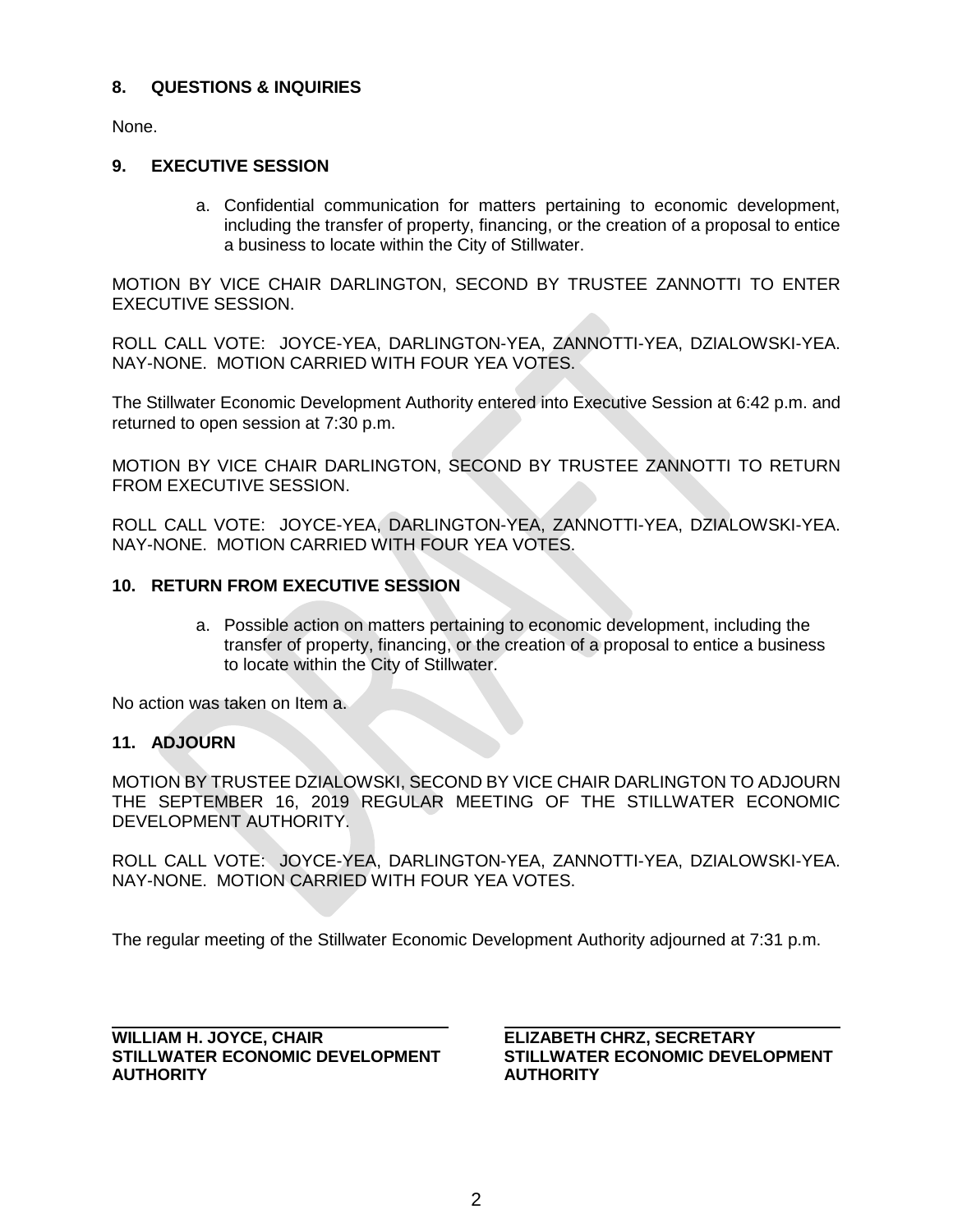## 8. QUESTIONS & INQUIRIES

None.

## 9. EXECUTIVE SESSION

a. Confidential communication for matters pertaining to economic development, including the transfer of property, financing, or the creation of a proposal to entice a business to locate within the City of Stillwater.

MOTION BY VICE CHAIR DARLINGTON, SECOND BY TRUSTEE ZANNOTTI TO ENTER EXECUTIVE SESSION.

ROLL CALL VOTE: JOYCE-YEA, DARLINGTON-YEA, ZANNOTTI-YEA, DZIALOWSKI-YEA. NAY-NONE. MOTION CARRIED WITH FOUR YEA VOTES.

The Stillwater Economic Development Authority entered into Executive Session at 6:42 p.m. and returned to open session at 7:30 p.m.

MOTION BY VICE CHAIR DARLINGTON, SECOND BY TRUSTEE ZANNOTTI TO RETURN FROM EXECUTIVE SESSION.

ROLL CALL VOTE: JOYCE-YEA, DARLINGTON-YEA, ZANNOTTI-YEA, DZIALOWSKI-YEA. NAY-NONE. MOTION CARRIED WITH FOUR YEA VOTES.

## 10. RETURN FROM EXECUTIVE SESSION

a. Possible action on matters pertaining to economic development, including the transfer of property, financing, or the creation of a proposal to entice a business to locate within the City of Stillwater.

No action was taken on Item a.

## 11. ADJOURN

MOTION BY TRUSTEE DZIALOWSKI, SECOND BY VICE CHAIR DARLINGTON TO ADJOURN THE SEPTEMBER 16, 2019 REGULAR MEETING OF THE STILLWATER ECONOMIC DEVELOPMENT AUTHORITY.

ROLL CALL VOTE: JOYCE-YEA, DARLINGTON-YEA, ZANNOTTI-YEA, DZIALOWSKI-YEA. NAY-NONE. MOTION CARRIED WITH FOUR YEA VOTES.

The regular meeting of the Stillwater Economic Development Authority adjourned at 7:31 p.m.

**WILLIAM H. JOYCE, CHAIR**
**STILLWATER ECONOMIC DEVELOPMENT AUTHORITY**

**ELIZABETH CHRZ, SECRETARY**
**STILLWATER ECONOMIC DEVELOPMENT AUTHORITY**